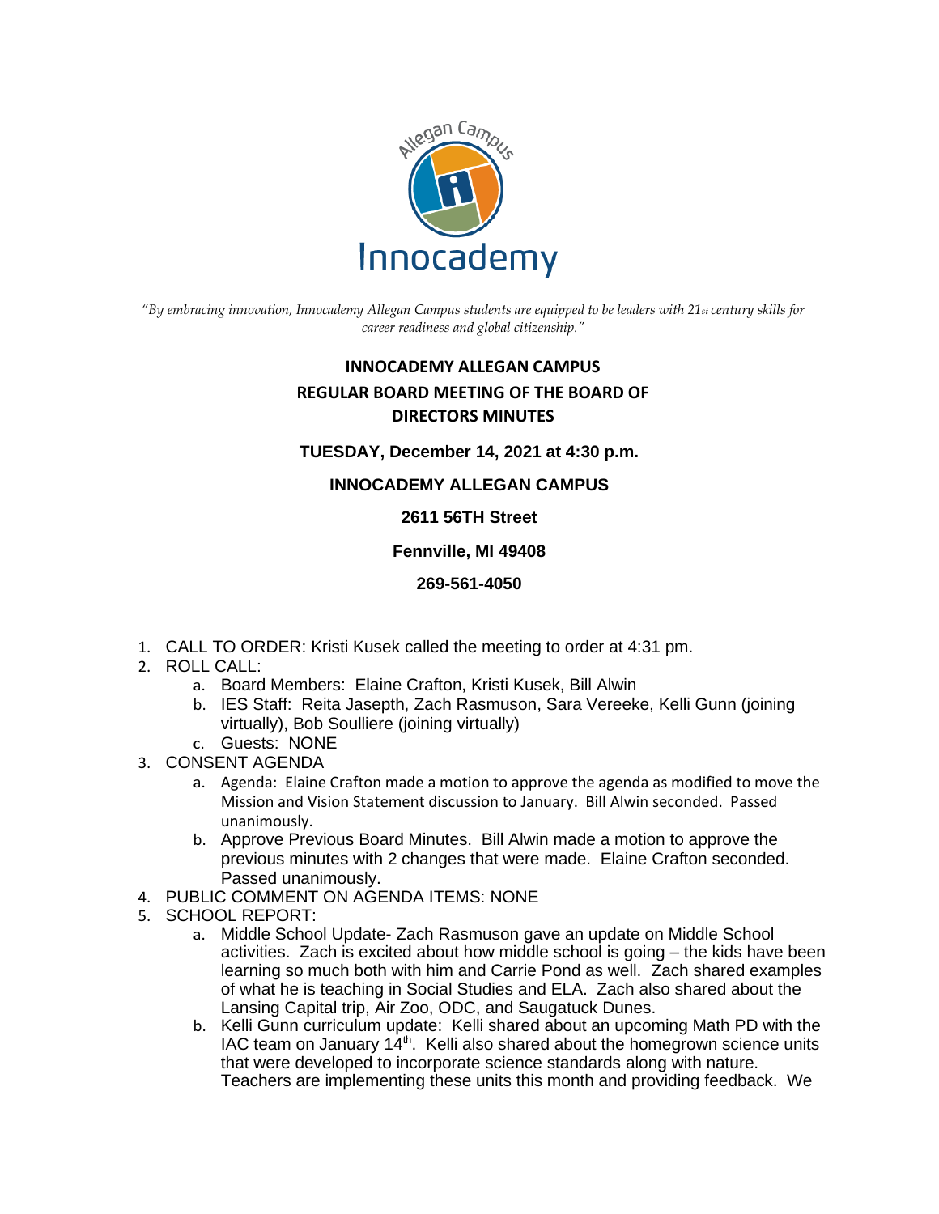*"By embracing innovation, Innocademy Allegan Campus students are equipped to be leaders with 21st century skills for career readiness and global citizenship."*

# INNOCADEMY ALLEGAN CAMPUS
# REGULAR BOARD MEETING OF THE BOARD OF DIRECTORS MINUTES

**TUESDAY, December 14, 2021 at 4:30 p.m.**

**INNOCADEMY ALLEGAN CAMPUS**

**2611 56TH Street**

**Fennville, MI 49408**

**269-561-4050**

1. CALL TO ORDER: Kristi Kusek called the meeting to order at 4:31 pm.
2. ROLL CALL:
   a. Board Members: Elaine Crafton, Kristi Kusek, Bill Alwin
   b. IES Staff: Reita Jasepth, Zach Rasmuson, Sara Vereeke, Kelli Gunn (joining virtually), Bob Soulliere (joining virtually)
   c. Guests: NONE
3. CONSENT AGENDA
   a. Agenda: Elaine Crafton made a motion to approve the agenda as modified to move the Mission and Vision Statement discussion to January. Bill Alwin seconded. Passed unanimously.
   b. Approve Previous Board Minutes. Bill Alwin made a motion to approve the previous minutes with 2 changes that were made. Elaine Crafton seconded. Passed unanimously.
4. PUBLIC COMMENT ON AGENDA ITEMS: NONE
5. SCHOOL REPORT:
   a. Middle School Update- Zach Rasmuson gave an update on Middle School activities. Zach is excited about how middle school is going – the kids have been learning so much both with him and Carrie Pond as well. Zach shared examples of what he is teaching in Social Studies and ELA. Zach also shared about the Lansing Capital trip, Air Zoo, ODC, and Saugatuck Dunes.
   b. Kelli Gunn curriculum update: Kelli shared about an upcoming Math PD with the IAC team on January 14th. Kelli also shared about the homegrown science units that were developed to incorporate science standards along with nature. Teachers are implementing these units this month and providing feedback. We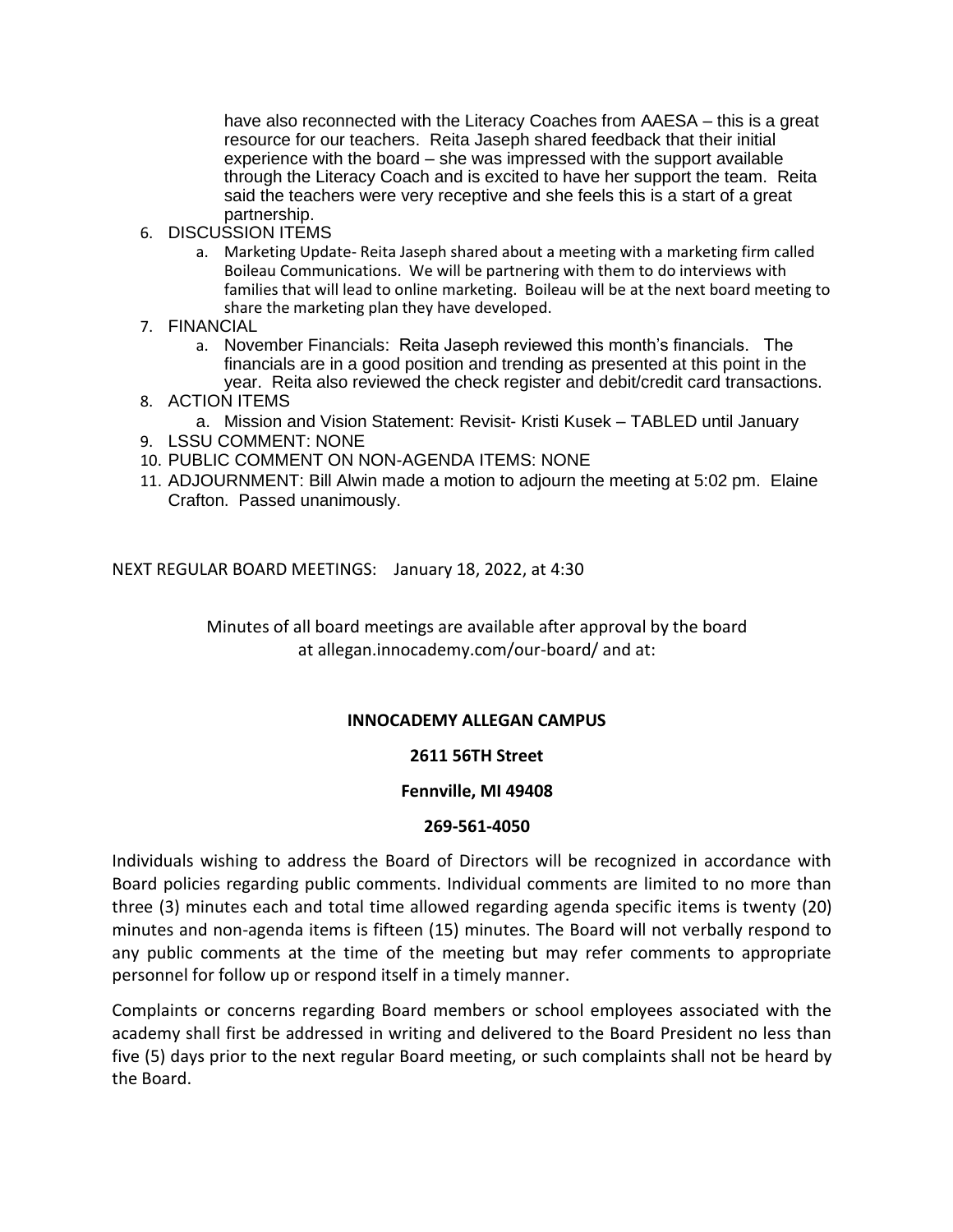have also reconnected with the Literacy Coaches from AAESA – this is a great resource for our teachers. Reita Jaseph shared feedback that their initial experience with the board – she was impressed with the support available through the Literacy Coach and is excited to have her support the team. Reita said the teachers were very receptive and she feels this is a start of a great partnership.

6. DISCUSSION ITEMS
   a. Marketing Update- Reita Jaseph shared about a meeting with a marketing firm called Boileau Communications. We will be partnering with them to do interviews with families that will lead to online marketing. Boileau will be at the next board meeting to share the marketing plan they have developed.
7. FINANCIAL
   a. November Financials: Reita Jaseph reviewed this month's financials. The financials are in a good position and trending as presented at this point in the year. Reita also reviewed the check register and debit/credit card transactions.
8. ACTION ITEMS
   a. Mission and Vision Statement: Revisit- Kristi Kusek – TABLED until January
9. LSSU COMMENT: NONE
10. PUBLIC COMMENT ON NON-AGENDA ITEMS: NONE
11. ADJOURNMENT: Bill Alwin made a motion to adjourn the meeting at 5:02 pm. Elaine Crafton. Passed unanimously.

NEXT REGULAR BOARD MEETINGS: January 18, 2022, at 4:30

Minutes of all board meetings are available after approval by the board at allegan.innocademy.com/our-board/ and at:

**INNOCADEMY ALLEGAN CAMPUS**

**2611 56TH Street**

**Fennville, MI 49408**

**269-561-4050**

Individuals wishing to address the Board of Directors will be recognized in accordance with Board policies regarding public comments. Individual comments are limited to no more than three (3) minutes each and total time allowed regarding agenda specific items is twenty (20) minutes and non-agenda items is fifteen (15) minutes. The Board will not verbally respond to any public comments at the time of the meeting but may refer comments to appropriate personnel for follow up or respond itself in a timely manner.

Complaints or concerns regarding Board members or school employees associated with the academy shall first be addressed in writing and delivered to the Board President no less than five (5) days prior to the next regular Board meeting, or such complaints shall not be heard by the Board.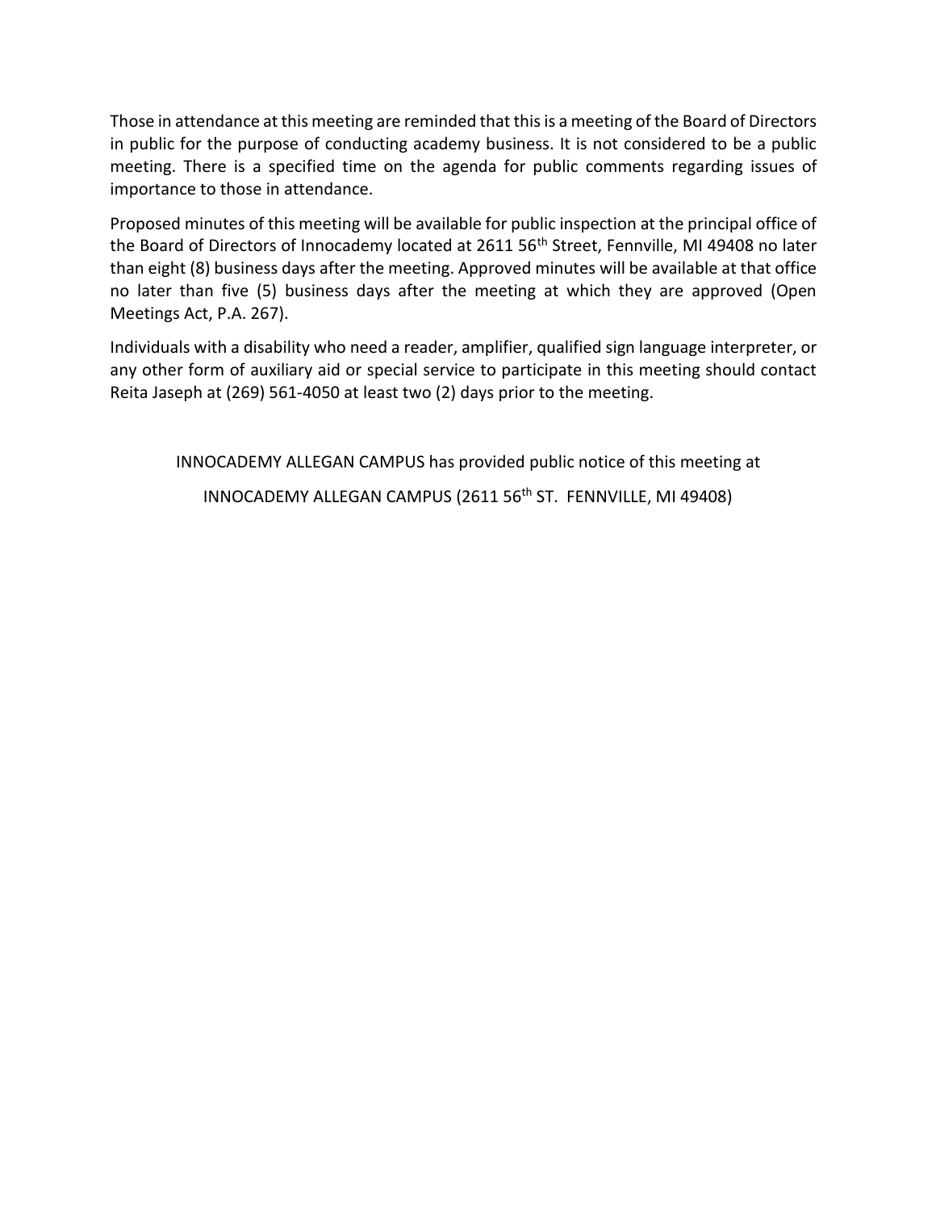Those in attendance at this meeting are reminded that this is a meeting of the Board of Directors in public for the purpose of conducting academy business. It is not considered to be a public meeting. There is a specified time on the agenda for public comments regarding issues of importance to those in attendance.

Proposed minutes of this meeting will be available for public inspection at the principal office of the Board of Directors of Innocademy located at 2611 56th Street, Fennville, MI 49408 no later than eight (8) business days after the meeting. Approved minutes will be available at that office no later than five (5) business days after the meeting at which they are approved (Open Meetings Act, P.A. 267).

Individuals with a disability who need a reader, amplifier, qualified sign language interpreter, or any other form of auxiliary aid or special service to participate in this meeting should contact Reita Jaseph at (269) 561-4050 at least two (2) days prior to the meeting.

INNOCADEMY ALLEGAN CAMPUS has provided public notice of this meeting at

INNOCADEMY ALLEGAN CAMPUS (2611 56th ST. FENNVILLE, MI 49408)